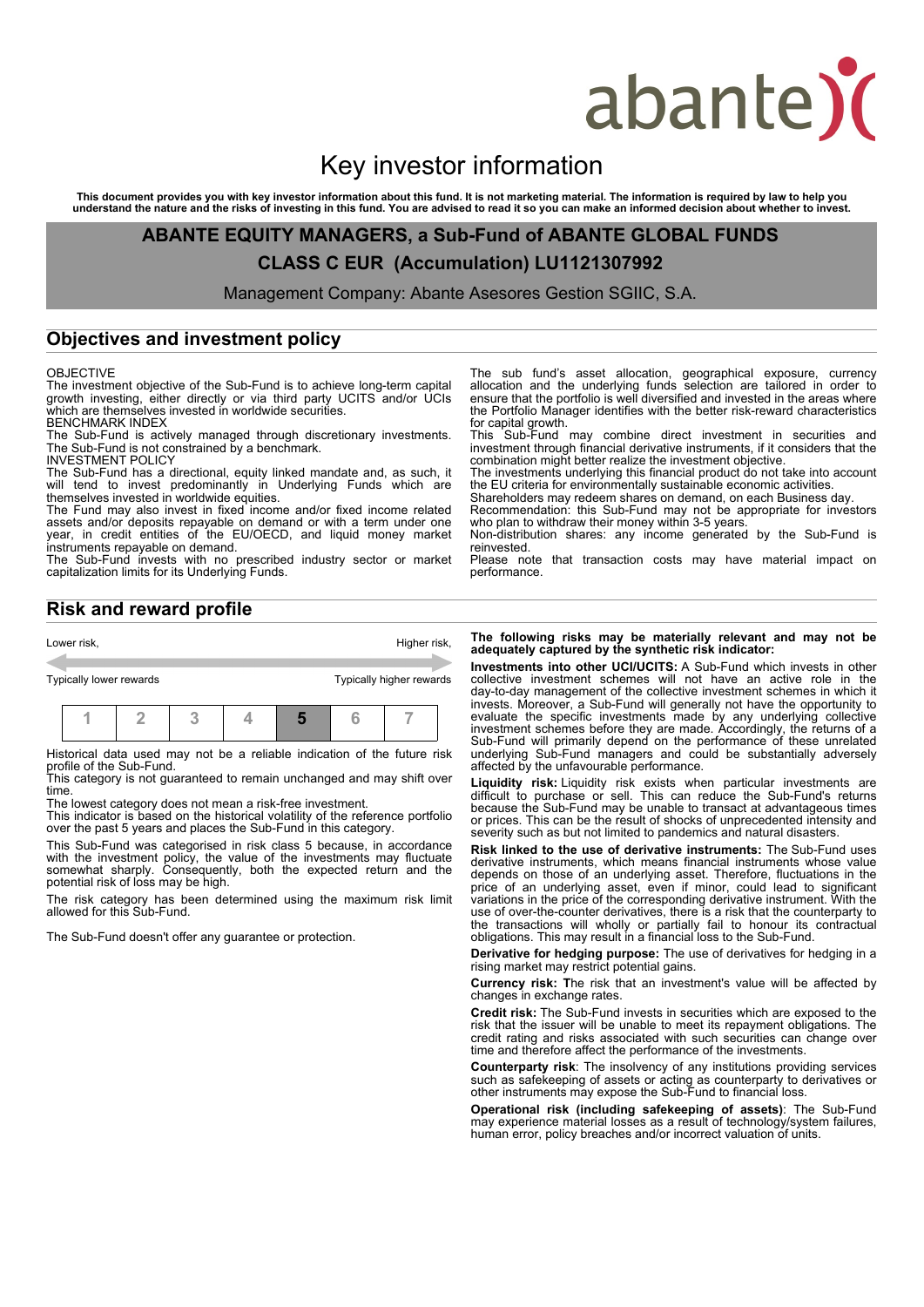# Key investor information

**This document provides you with key investor information about this fund. It is not marketing material. The information is required by law to help you understand the nature and the risks of investing in this fund. You are advised to read it so you can make an informed decision about whether to invest.**

**ABANTE EQUITY MANAGERS, a Sub-Fund of ABANTE GLOBAL FUNDS**

**CLASS C EUR (Accumulation) LU1121307992**

Management Company: Abante Asesores Gestion SGIIC, S.A.

## Objectives and investment policy

OBJECTIVE
The investment objective of the Sub-Fund is to achieve long-term capital growth investing, either directly or via third party UCITS and/or UCIs which are themselves invested in worldwide securities.
BENCHMARK INDEX
The Sub-Fund is actively managed through discretionary investments. The Sub-Fund is not constrained by a benchmark.
INVESTMENT POLICY
The Sub-Fund has a directional, equity linked mandate and, as such, it will tend to invest predominantly in Underlying Funds which are themselves invested in worldwide equities.
The Fund may also invest in fixed income and/or fixed income related assets and/or deposits repayable on demand or with a term under one year, in credit entities of the EU/OECD, and liquid money market instruments repayable on demand.
The Sub-Fund invests with no prescribed industry sector or market capitalization limits for its Underlying Funds.

The sub fund's asset allocation, geographical exposure, currency allocation and the underlying funds selection are tailored in order to ensure that the portfolio is well diversified and invested in the areas where the Portfolio Manager identifies with the better risk-reward characteristics for capital growth.
This Sub-Fund may combine direct investment in securities and investment through financial derivative instruments, if it considers that the combination might better realize the investment objective.
The investments underlying this financial product do not take into account the EU criteria for environmentally sustainable economic activities.
Shareholders may redeem shares on demand, on each Business day.
Recommendation: this Sub-Fund may not be appropriate for investors who plan to withdraw their money within 3-5 years.
Non-distribution shares: any income generated by the Sub-Fund is reinvested.
Please note that transaction costs may have material impact on performance.

## Risk and reward profile

Lower risk, — Higher risk,

Typically lower rewards — Typically higher rewards

| 1 | 2 | 3 | 4 | **5** | 6 | 7 |
|---|---|---|---|---|---|---|

Historical data used may not be a reliable indication of the future risk profile of the Sub-Fund.
This category is not guaranteed to remain unchanged and may shift over time.
The lowest category does not mean a risk-free investment.
This indicator is based on the historical volatility of the reference portfolio over the past 5 years and places the Sub-Fund in this category.

This Sub-Fund was categorised in risk class 5 because, in accordance with the investment policy, the value of the investments may fluctuate somewhat sharply. Consequently, both the expected return and the potential risk of loss may be high.

The risk category has been determined using the maximum risk limit allowed for this Sub-Fund.

The Sub-Fund doesn't offer any guarantee or protection.

**The following risks may be materially relevant and may not be adequately captured by the synthetic risk indicator:**

**Investments into other UCI/UCITS:** A Sub-Fund which invests in other collective investment schemes will not have an active role in the day-to-day management of the collective investment schemes in which it invests. Moreover, a Sub-Fund will generally not have the opportunity to evaluate the specific investments made by any underlying collective investment schemes before they are made. Accordingly, the returns of a Sub-Fund will primarily depend on the performance of these unrelated underlying Sub-Fund managers and could be substantially adversely affected by the unfavourable performance.

**Liquidity risk:** Liquidity risk exists when particular investments are difficult to purchase or sell. This can reduce the Sub-Fund's returns because the Sub-Fund may be unable to transact at advantageous times or prices. This can be the result of shocks of unprecedented intensity and severity such as but not limited to pandemics and natural disasters.

**Risk linked to the use of derivative instruments:** The Sub-Fund uses derivative instruments, which means financial instruments whose value depends on those of an underlying asset. Therefore, fluctuations in the price of an underlying asset, even if minor, could lead to significant variations in the price of the corresponding derivative instrument. With the use of over-the-counter derivatives, there is a risk that the counterparty to the transactions will wholly or partially fail to honour its contractual obligations. This may result in a financial loss to the Sub-Fund.

**Derivative for hedging purpose:** The use of derivatives for hedging in a rising market may restrict potential gains.

**Currency risk: T**he risk that an investment's value will be affected by changes in exchange rates.

**Credit risk:** The Sub-Fund invests in securities which are exposed to the risk that the issuer will be unable to meet its repayment obligations. The credit rating and risks associated with such securities can change over time and therefore affect the performance of the investments.

**Counterparty risk**: The insolvency of any institutions providing services such as safekeeping of assets or acting as counterparty to derivatives or other instruments may expose the Sub-Fund to financial loss.

**Operational risk (including safekeeping of assets)**: The Sub-Fund may experience material losses as a result of technology/system failures, human error, policy breaches and/or incorrect valuation of units.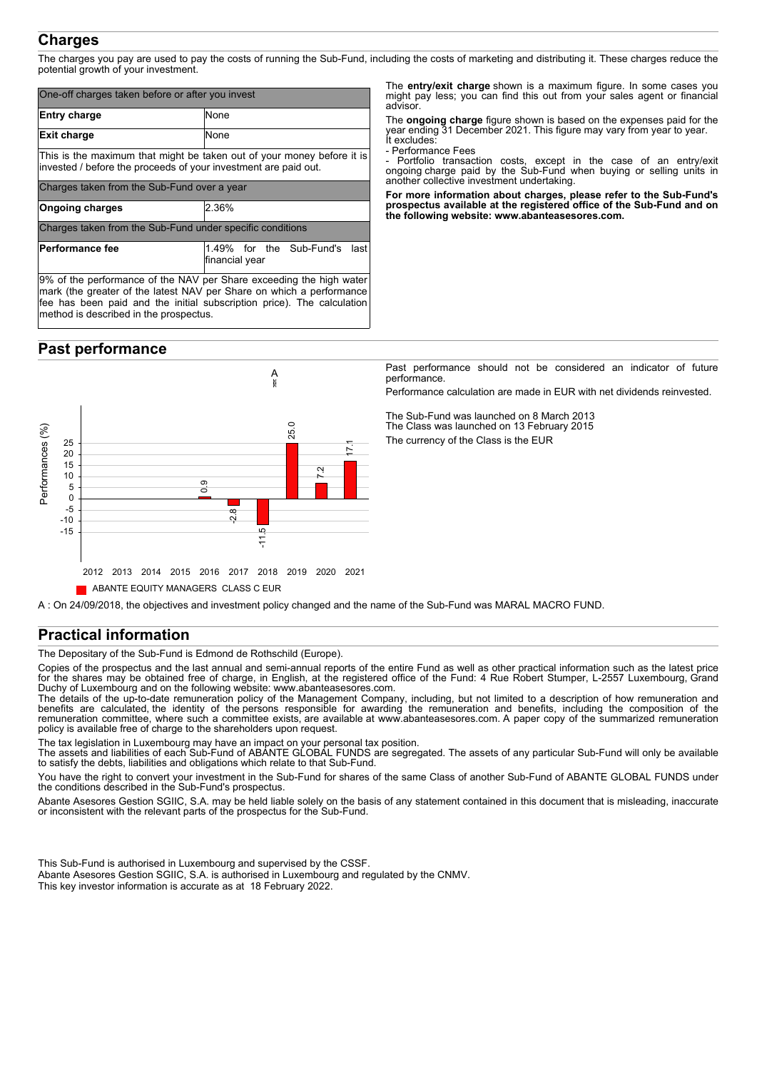## Charges

The charges you pay are used to pay the costs of running the Sub-Fund, including the costs of marketing and distributing it. These charges reduce the potential growth of your investment.

| One-off charges taken before or after you invest | |
|---|---|
| **Entry charge** | None |
| **Exit charge** | None |
| This is the maximum that might be taken out of your money before it is invested / before the proceeds of your investment are paid out. | |
| Charges taken from the Sub-Fund over a year | |
| **Ongoing charges** | 2.36% |
| Charges taken from the Sub-Fund under specific conditions | |
| **Performance fee** | 1.49% for the Sub-Fund's last financial year |
| 9% of the performance of the NAV per Share exceeding the high water mark (the greater of the latest NAV per Share on which a performance fee has been paid and the initial subscription price). The calculation method is described in the prospectus. | |

The **entry/exit charge** shown is a maximum figure. In some cases you might pay less; you can find this out from your sales agent or financial advisor.

The **ongoing charge** figure shown is based on the expenses paid for the year ending 31 December 2021. This figure may vary from year to year. It excludes:
- Performance Fees
- Portfolio transaction costs, except in the case of an entry/exit ongoing charge paid by the Sub-Fund when buying or selling units in another collective investment undertaking.

**For more information about charges, please refer to the Sub-Fund's prospectus available at the registered office of the Sub-Fund and on the following website: www.abanteasesores.com.**

## Past performance

A

Performances (%)

25 20 15 10 5 0 -5 -10 -15

0.9 -2.8 -11.5 25.0 7.2 17.1

2012 2013 2014 2015 2016 2017 2018 2019 2020 2021

ABANTE EQUITY MANAGERS CLASS C EUR

A : On 24/09/2018, the objectives and investment policy changed and the name of the Sub-Fund was MARAL MACRO FUND.

Past performance should not be considered an indicator of future performance.

Performance calculation are made in EUR with net dividends reinvested.

The Sub-Fund was launched on 8 March 2013
The Class was launched on 13 February 2015

The currency of the Class is the EUR

## Practical information

The Depositary of the Sub-Fund is Edmond de Rothschild (Europe).

Copies of the prospectus and the last annual and semi-annual reports of the entire Fund as well as other practical information such as the latest price for the shares may be obtained free of charge, in English, at the registered office of the Fund: 4 Rue Robert Stumper, L-2557 Luxembourg, Grand Duchy of Luxembourg and on the following website: www.abanteasesores.com.
The details of the up-to-date remuneration policy of the Management Company, including, but not limited to a description of how remuneration and benefits are calculated, the identity of the persons responsible for awarding the remuneration and benefits, including the composition of the remuneration committee, where such a committee exists, are available at www.abanteasesores.com. A paper copy of the summarized remuneration policy is available free of charge to the shareholders upon request.

The tax legislation in Luxembourg may have an impact on your personal tax position.
The assets and liabilities of each Sub-Fund of ABANTE GLOBAL FUNDS are segregated. The assets of any particular Sub-Fund will only be available to satisfy the debts, liabilities and obligations which relate to that Sub-Fund.

You have the right to convert your investment in the Sub-Fund for shares of the same Class of another Sub-Fund of ABANTE GLOBAL FUNDS under the conditions described in the Sub-Fund's prospectus.

Abante Asesores Gestion SGIIC, S.A. may be held liable solely on the basis of any statement contained in this document that is misleading, inaccurate or inconsistent with the relevant parts of the prospectus for the Sub-Fund.

This Sub-Fund is authorised in Luxembourg and supervised by the CSSF.
Abante Asesores Gestion SGIIC, S.A. is authorised in Luxembourg and regulated by the CNMV.
This key investor information is accurate as at 18 February 2022.